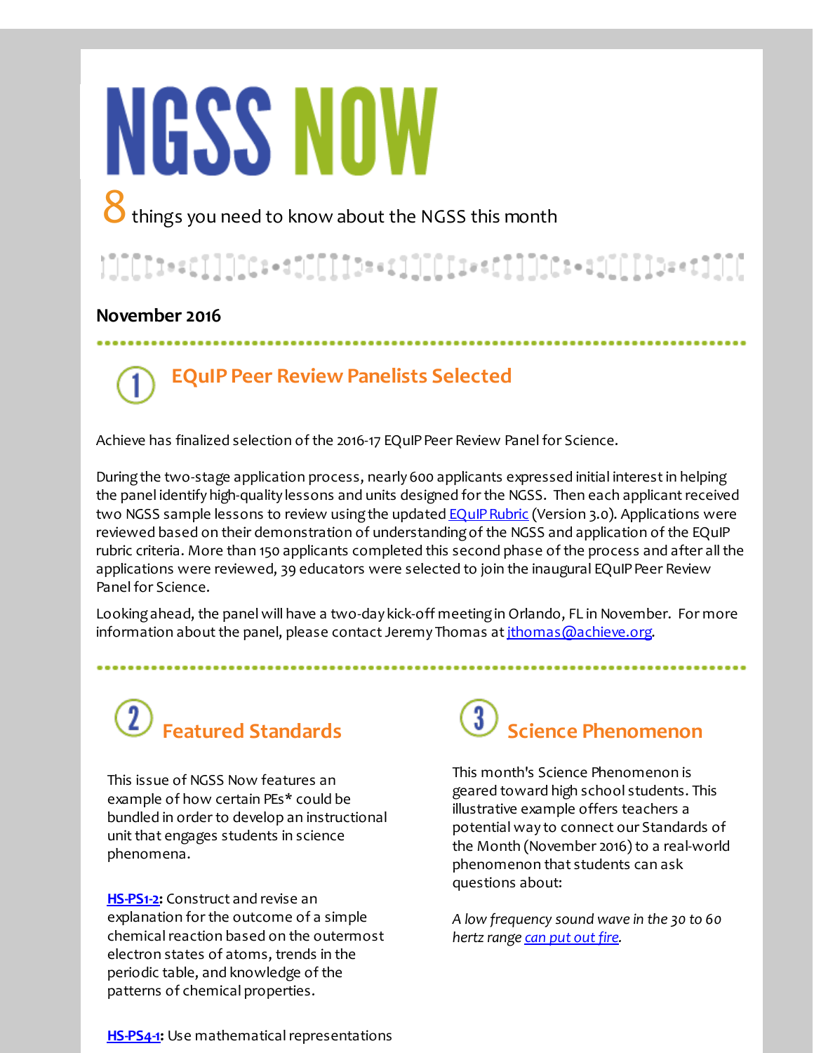# NGSS NOW

8 things you need to know about the NGSS this month

**November 2016**

## 1 EQuIP Peer Review Panelists Selected

Achieve has finalized selection of the 2016-17 EQuIP Peer Review Panel for Science.

During the two-stage application process, nearly 600 applicants expressed initial interest in helping the panel identify high-quality lessons and units designed for the NGSS. Then each applicant received two NGSS sample lessons to review using the updated EQuIP Rubric (Version 3.0). Applications were reviewed based on their demonstration of understanding of the NGSS and application of the EQuIP rubric criteria. More than 150 applicants completed this second phase of the process and after all the applications were reviewed, 39 educators were selected to join the inaugural EQuIP Peer Review Panel for Science.

Looking ahead, the panel will have a two-day kick-off meeting in Orlando, FL in November. For more information about the panel, please contact Jeremy Thomas at jthomas@achieve.org.

## 2 Featured Standards

This issue of NGSS Now features an example of how certain PEs* could be bundled in order to develop an instructional unit that engages students in science phenomena.

**HS-PS1-2**: Construct and revise an explanation for the outcome of a simple chemical reaction based on the outermost electron states of atoms, trends in the periodic table, and knowledge of the patterns of chemical properties.

**HS-PS4-1**: Use mathematical representations

## 3 Science Phenomenon

This month's Science Phenomenon is geared toward high school students. This illustrative example offers teachers a potential way to connect our Standards of the Month (November 2016) to a real-world phenomenon that students can ask questions about:

*A low frequency sound wave in the 30 to 60 hertz range can put out fire.*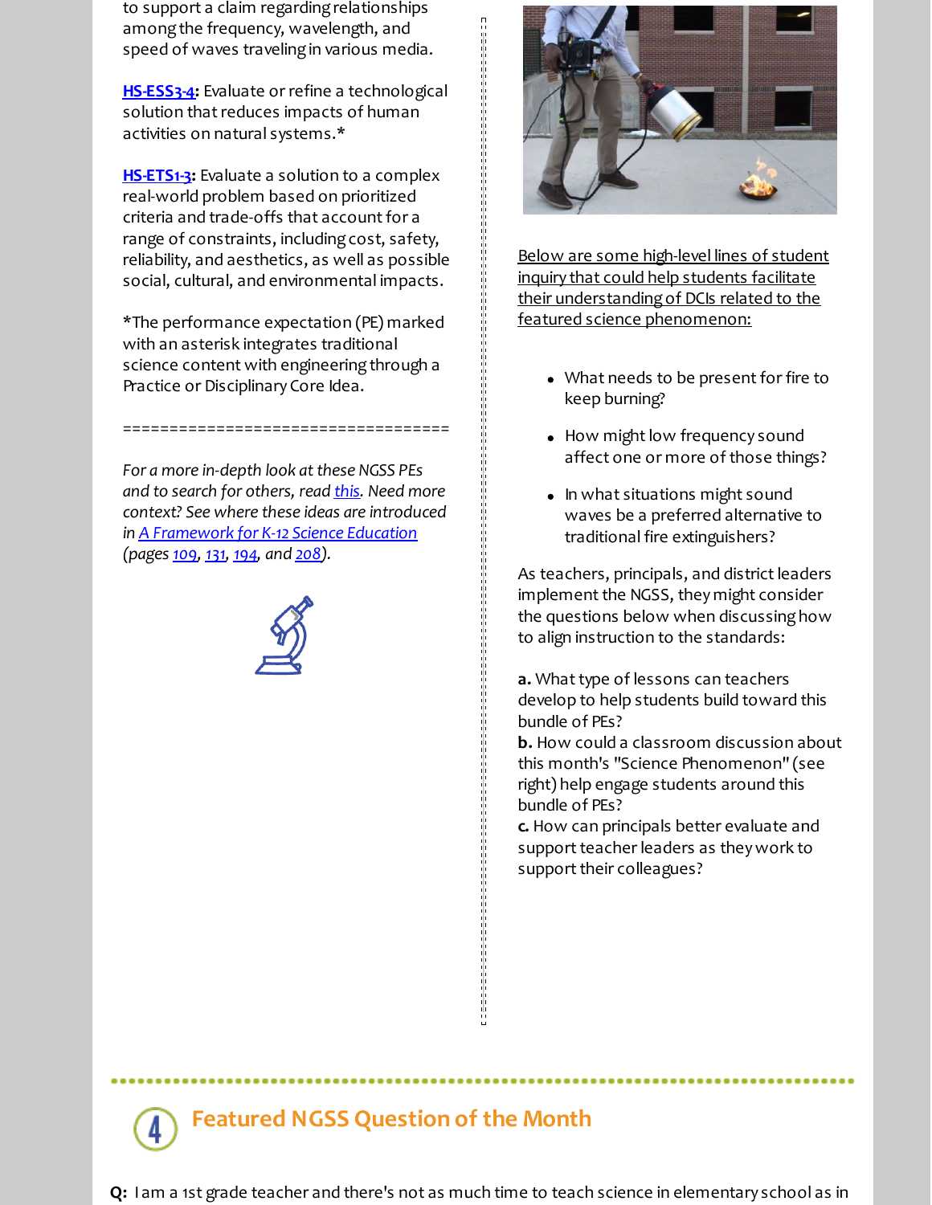to support a claim regarding relationships among the frequency, wavelength, and speed of waves traveling in various media.

**HS-ESS3-4**: Evaluate or refine a technological solution that reduces impacts of human activities on natural systems.*

**HS-ETS1-3**: Evaluate a solution to a complex real-world problem based on prioritized criteria and trade-offs that account for a range of constraints, including cost, safety, reliability, and aesthetics, as well as possible social, cultural, and environmental impacts.

*The performance expectation (PE) marked with an asterisk integrates traditional science content with engineering through a Practice or Disciplinary Core Idea.

=================================

*For a more in-depth look at these NGSS PEs and to search for others, read this. Need more context? See where these ideas are introduced in A Framework for K-12 Science Education (pages 109, 131, 194, and 208).*

Below are some high-level lines of student inquiry that could help students facilitate their understanding of DCIs related to the featured science phenomenon:

- What needs to be present for fire to keep burning?
- How might low frequency sound affect one or more of those things?
- In what situations might sound waves be a preferred alternative to traditional fire extinguishers?

As teachers, principals, and district leaders implement the NGSS, they might consider the questions below when discussing how to align instruction to the standards:

**a.** What type of lessons can teachers develop to help students build toward this bundle of PEs?
**b.** How could a classroom discussion about this month's "Science Phenomenon" (see right) help engage students around this bundle of PEs?
**c.** How can principals better evaluate and support teacher leaders as they work to support their colleagues?

## 4 Featured NGSS Question of the Month

**Q:** I am a 1st grade teacher and there's not as much time to teach science in elementary school as in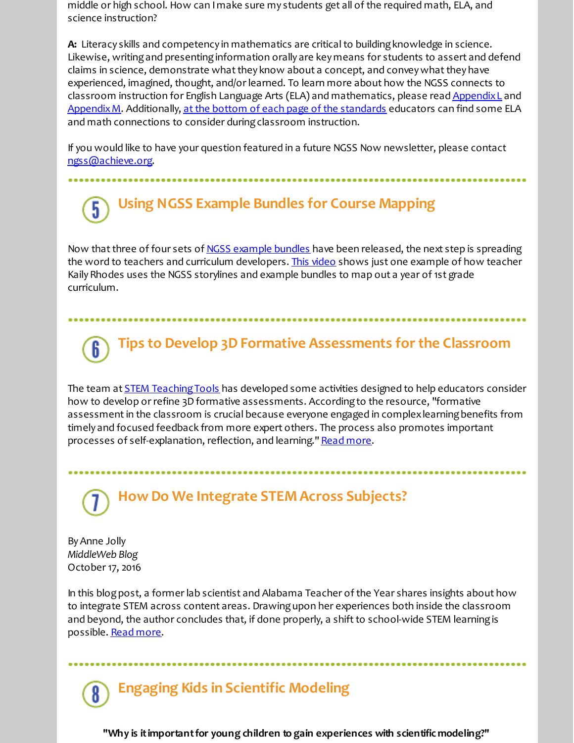middle or high school. How can I make sure my students get all of the required math, ELA, and science instruction?

**A:** Literacy skills and competency in mathematics are critical to building knowledge in science. Likewise, writing and presenting information orally are key means for students to assert and defend claims in science, demonstrate what they know about a concept, and convey what they have experienced, imagined, thought, and/or learned. To learn more about how the NGSS connects to classroom instruction for English Language Arts (ELA) and mathematics, please read Appendix L and Appendix M. Additionally, at the bottom of each page of the standards educators can find some ELA and math connections to consider during classroom instruction.

If you would like to have your question featured in a future NGSS Now newsletter, please contact ngss@achieve.org.

## 5 Using NGSS Example Bundles for Course Mapping

Now that three of four sets of NGSS example bundles have been released, the next step is spreading the word to teachers and curriculum developers. This video shows just one example of how teacher Kaily Rhodes uses the NGSS storylines and example bundles to map out a year of 1st grade curriculum.

## 6 Tips to Develop 3D Formative Assessments for the Classroom

The team at STEM Teaching Tools has developed some activities designed to help educators consider how to develop or refine 3D formative assessments. According to the resource, "formative assessment in the classroom is crucial because everyone engaged in complex learning benefits from timely and focused feedback from more expert others. The process also promotes important processes of self-explanation, reflection, and learning." Read more.

## 7 How Do We Integrate STEM Across Subjects?

By Anne Jolly
*MiddleWeb Blog*
October 17, 2016

In this blog post, a former lab scientist and Alabama Teacher of the Year shares insights about how to integrate STEM across content areas. Drawing upon her experiences both inside the classroom and beyond, the author concludes that, if done properly, a shift to school-wide STEM learning is possible. Read more.

## 8 Engaging Kids in Scientific Modeling

**"Why is it important for young children to gain experiences with scientific modeling?"**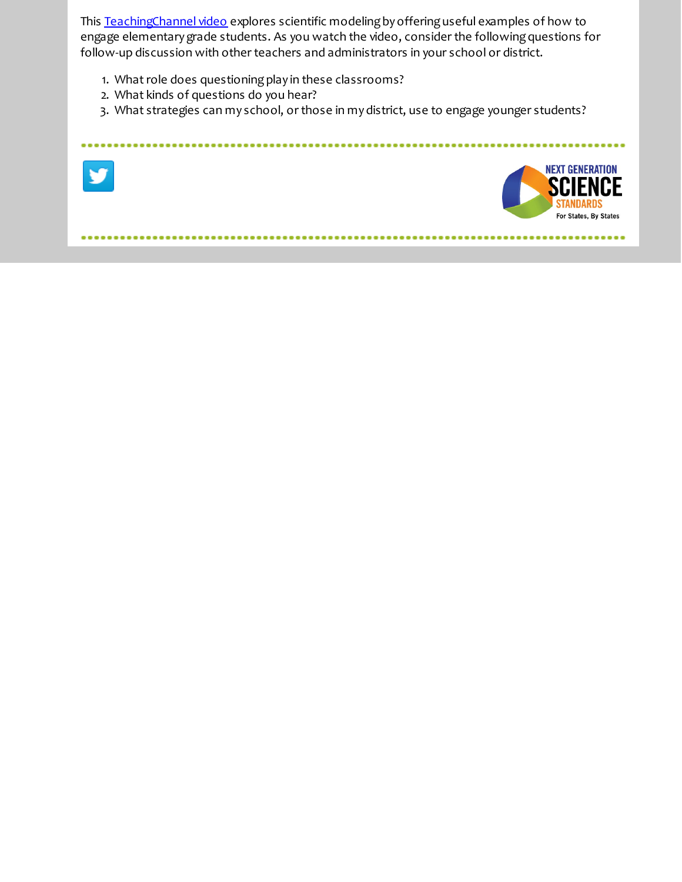This [TeachingChannel video](#) explores scientific modeling by offering useful examples of how to engage elementary grade students. As you watch the video, consider the following questions for follow-up discussion with other teachers and administrators in your school or district.

1. What role does questioning play in these classrooms?
2. What kinds of questions do you hear?
3. What strategies can my school, or those in my district, use to engage younger students?